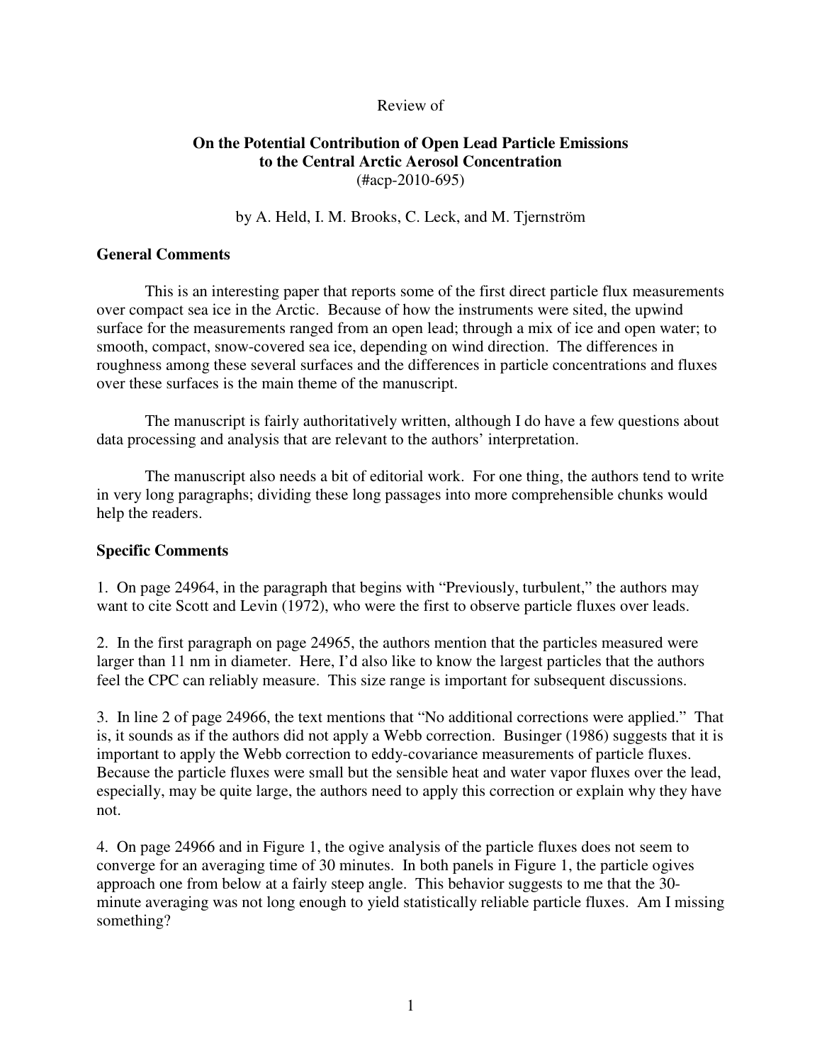Review of

# On the Potential Contribution of Open Lead Particle Emissions to the Central Arctic Aerosol Concentration

(#acp-2010-695)

by A. Held, I. M. Brooks, C. Leck, and M. Tjernström

## General Comments

This is an interesting paper that reports some of the first direct particle flux measurements over compact sea ice in the Arctic. Because of how the instruments were sited, the upwind surface for the measurements ranged from an open lead; through a mix of ice and open water; to smooth, compact, snow-covered sea ice, depending on wind direction. The differences in roughness among these several surfaces and the differences in particle concentrations and fluxes over these surfaces is the main theme of the manuscript.

The manuscript is fairly authoritatively written, although I do have a few questions about data processing and analysis that are relevant to the authors' interpretation.

The manuscript also needs a bit of editorial work. For one thing, the authors tend to write in very long paragraphs; dividing these long passages into more comprehensible chunks would help the readers.

## Specific Comments

1. On page 24964, in the paragraph that begins with "Previously, turbulent," the authors may want to cite Scott and Levin (1972), who were the first to observe particle fluxes over leads.

2. In the first paragraph on page 24965, the authors mention that the particles measured were larger than 11 nm in diameter. Here, I'd also like to know the largest particles that the authors feel the CPC can reliably measure. This size range is important for subsequent discussions.

3. In line 2 of page 24966, the text mentions that "No additional corrections were applied." That is, it sounds as if the authors did not apply a Webb correction. Businger (1986) suggests that it is important to apply the Webb correction to eddy-covariance measurements of particle fluxes. Because the particle fluxes were small but the sensible heat and water vapor fluxes over the lead, especially, may be quite large, the authors need to apply this correction or explain why they have not.

4. On page 24966 and in Figure 1, the ogive analysis of the particle fluxes does not seem to converge for an averaging time of 30 minutes. In both panels in Figure 1, the particle ogives approach one from below at a fairly steep angle. This behavior suggests to me that the 30-minute averaging was not long enough to yield statistically reliable particle fluxes. Am I missing something?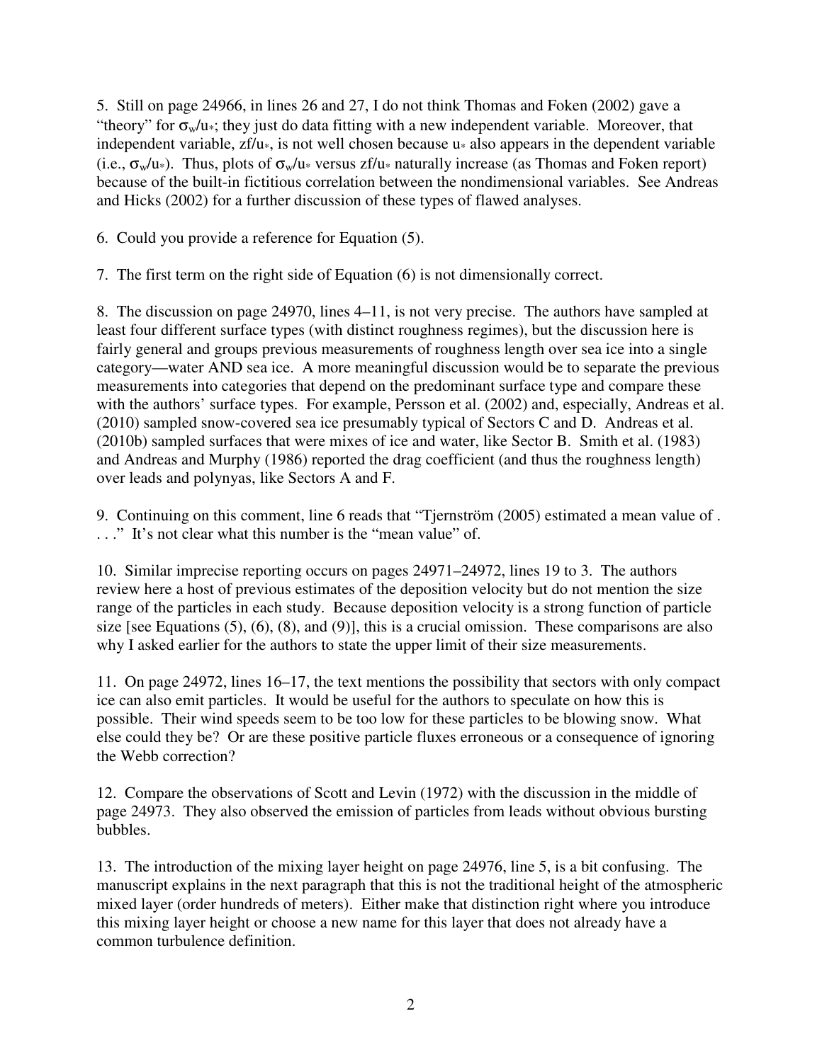5. Still on page 24966, in lines 26 and 27, I do not think Thomas and Foken (2002) gave a "theory" for $\sigma_w/u_*$; they just do data fitting with a new independent variable. Moreover, that independent variable, $zf/u_*$, is not well chosen because $u_*$ also appears in the dependent variable (i.e., $\sigma_w/u_*$). Thus, plots of $\sigma_w/u_*$ versus $zf/u_*$ naturally increase (as Thomas and Foken report) because of the built-in fictitious correlation between the nondimensional variables. See Andreas and Hicks (2002) for a further discussion of these types of flawed analyses.

6. Could you provide a reference for Equation (5).

7. The first term on the right side of Equation (6) is not dimensionally correct.

8. The discussion on page 24970, lines 4–11, is not very precise. The authors have sampled at least four different surface types (with distinct roughness regimes), but the discussion here is fairly general and groups previous measurements of roughness length over sea ice into a single category—water AND sea ice. A more meaningful discussion would be to separate the previous measurements into categories that depend on the predominant surface type and compare these with the authors' surface types. For example, Persson et al. (2002) and, especially, Andreas et al. (2010) sampled snow-covered sea ice presumably typical of Sectors C and D. Andreas et al. (2010b) sampled surfaces that were mixes of ice and water, like Sector B. Smith et al. (1983) and Andreas and Murphy (1986) reported the drag coefficient (and thus the roughness length) over leads and polynyas, like Sectors A and F.

9. Continuing on this comment, line 6 reads that "Tjernström (2005) estimated a mean value of . . . ." It's not clear what this number is the "mean value" of.

10. Similar imprecise reporting occurs on pages 24971–24972, lines 19 to 3. The authors review here a host of previous estimates of the deposition velocity but do not mention the size range of the particles in each study. Because deposition velocity is a strong function of particle size [see Equations (5), (6), (8), and (9)], this is a crucial omission. These comparisons are also why I asked earlier for the authors to state the upper limit of their size measurements.

11. On page 24972, lines 16–17, the text mentions the possibility that sectors with only compact ice can also emit particles. It would be useful for the authors to speculate on how this is possible. Their wind speeds seem to be too low for these particles to be blowing snow. What else could they be? Or are these positive particle fluxes erroneous or a consequence of ignoring the Webb correction?

12. Compare the observations of Scott and Levin (1972) with the discussion in the middle of page 24973. They also observed the emission of particles from leads without obvious bursting bubbles.

13. The introduction of the mixing layer height on page 24976, line 5, is a bit confusing. The manuscript explains in the next paragraph that this is not the traditional height of the atmospheric mixed layer (order hundreds of meters). Either make that distinction right where you introduce this mixing layer height or choose a new name for this layer that does not already have a common turbulence definition.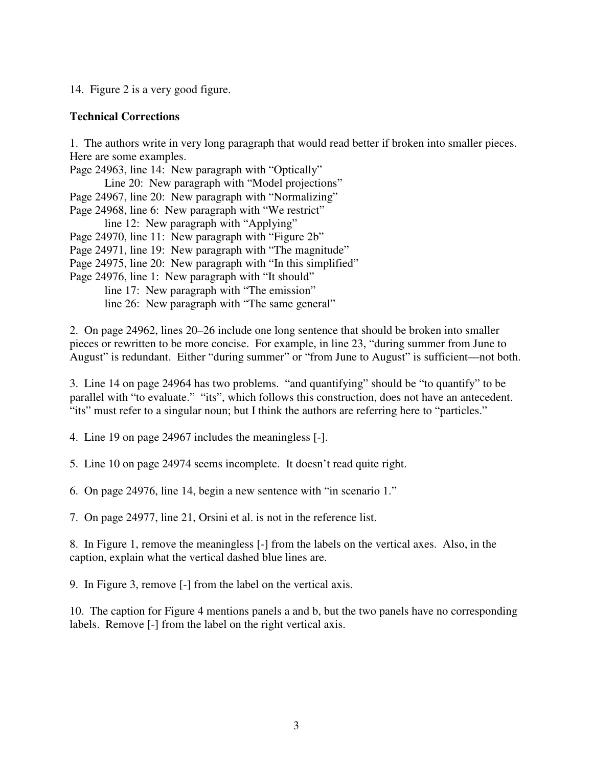14. Figure 2 is a very good figure.

**Technical Corrections**

1. The authors write in very long paragraph that would read better if broken into smaller pieces. Here are some examples.

Page 24963, line 14: New paragraph with “Optically”
  Line 20: New paragraph with “Model projections”
Page 24967, line 20: New paragraph with “Normalizing”
Page 24968, line 6: New paragraph with “We restrict”
  line 12: New paragraph with “Applying”
Page 24970, line 11: New paragraph with “Figure 2b”
Page 24971, line 19: New paragraph with “The magnitude”
Page 24975, line 20: New paragraph with “In this simplified”
Page 24976, line 1: New paragraph with “It should”
  line 17: New paragraph with “The emission”
  line 26: New paragraph with “The same general”

2. On page 24962, lines 20–26 include one long sentence that should be broken into smaller pieces or rewritten to be more concise. For example, in line 23, “during summer from June to August” is redundant. Either “during summer” or “from June to August” is sufficient—not both.

3. Line 14 on page 24964 has two problems. “and quantifying” should be “to quantify” to be parallel with “to evaluate.” “its”, which follows this construction, does not have an antecedent. “its” must refer to a singular noun; but I think the authors are referring here to “particles.”

4. Line 19 on page 24967 includes the meaningless [-].

5. Line 10 on page 24974 seems incomplete. It doesn’t read quite right.

6. On page 24976, line 14, begin a new sentence with “in scenario 1.”

7. On page 24977, line 21, Orsini et al. is not in the reference list.

8. In Figure 1, remove the meaningless [-] from the labels on the vertical axes. Also, in the caption, explain what the vertical dashed blue lines are.

9. In Figure 3, remove [-] from the label on the vertical axis.

10. The caption for Figure 4 mentions panels a and b, but the two panels have no corresponding labels. Remove [-] from the label on the right vertical axis.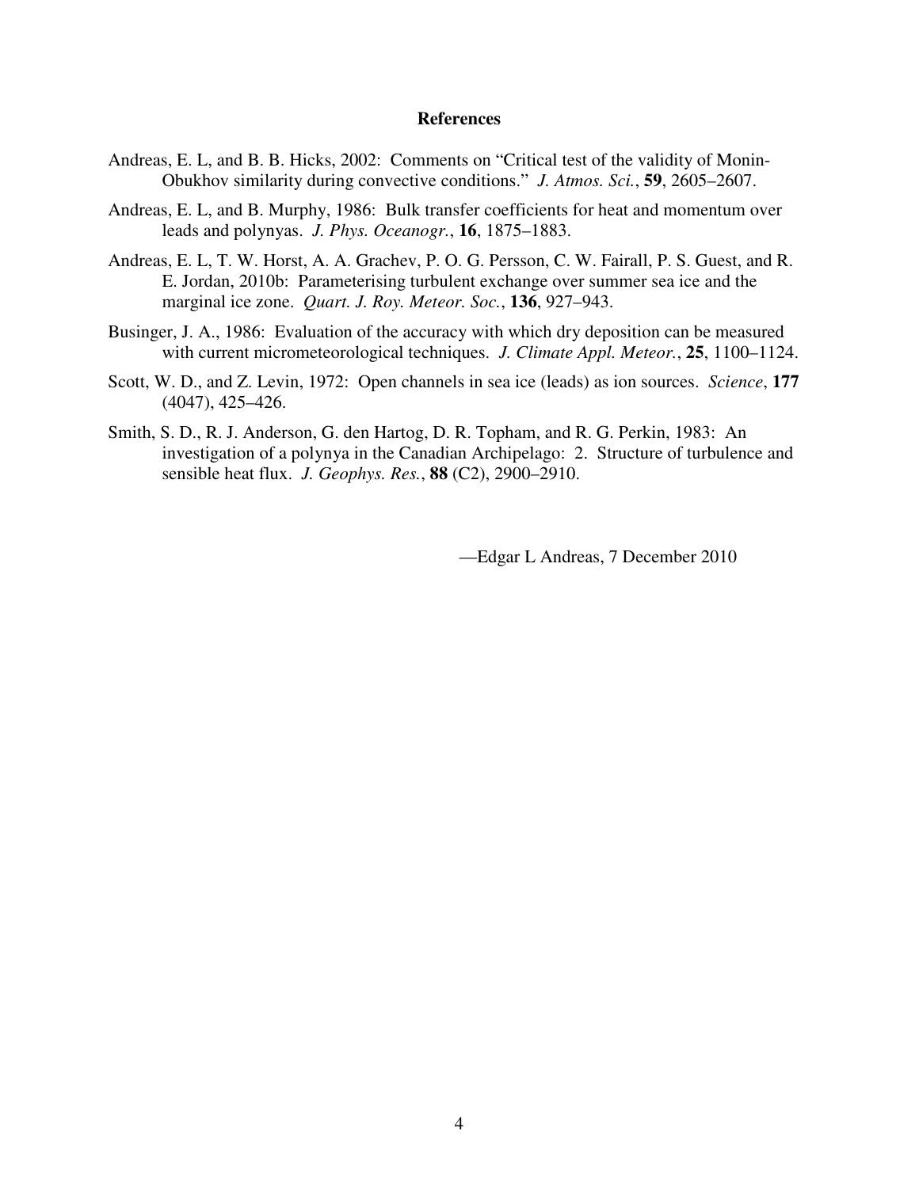## References

Andreas, E. L, and B. B. Hicks, 2002: Comments on "Critical test of the validity of Monin-Obukhov similarity during convective conditions." *J. Atmos. Sci.*, **59**, 2605–2607.

Andreas, E. L, and B. Murphy, 1986: Bulk transfer coefficients for heat and momentum over leads and polynyas. *J. Phys. Oceanogr.*, **16**, 1875–1883.

Andreas, E. L, T. W. Horst, A. A. Grachev, P. O. G. Persson, C. W. Fairall, P. S. Guest, and R. E. Jordan, 2010b: Parameterising turbulent exchange over summer sea ice and the marginal ice zone. *Quart. J. Roy. Meteor. Soc.*, **136**, 927–943.

Businger, J. A., 1986: Evaluation of the accuracy with which dry deposition can be measured with current micrometeorological techniques. *J. Climate Appl. Meteor.*, **25**, 1100–1124.

Scott, W. D., and Z. Levin, 1972: Open channels in sea ice (leads) as ion sources. *Science*, **177** (4047), 425–426.

Smith, S. D., R. J. Anderson, G. den Hartog, D. R. Topham, and R. G. Perkin, 1983: An investigation of a polynya in the Canadian Archipelago: 2. Structure of turbulence and sensible heat flux. *J. Geophys. Res.*, **88** (C2), 2900–2910.

—Edgar L Andreas, 7 December 2010